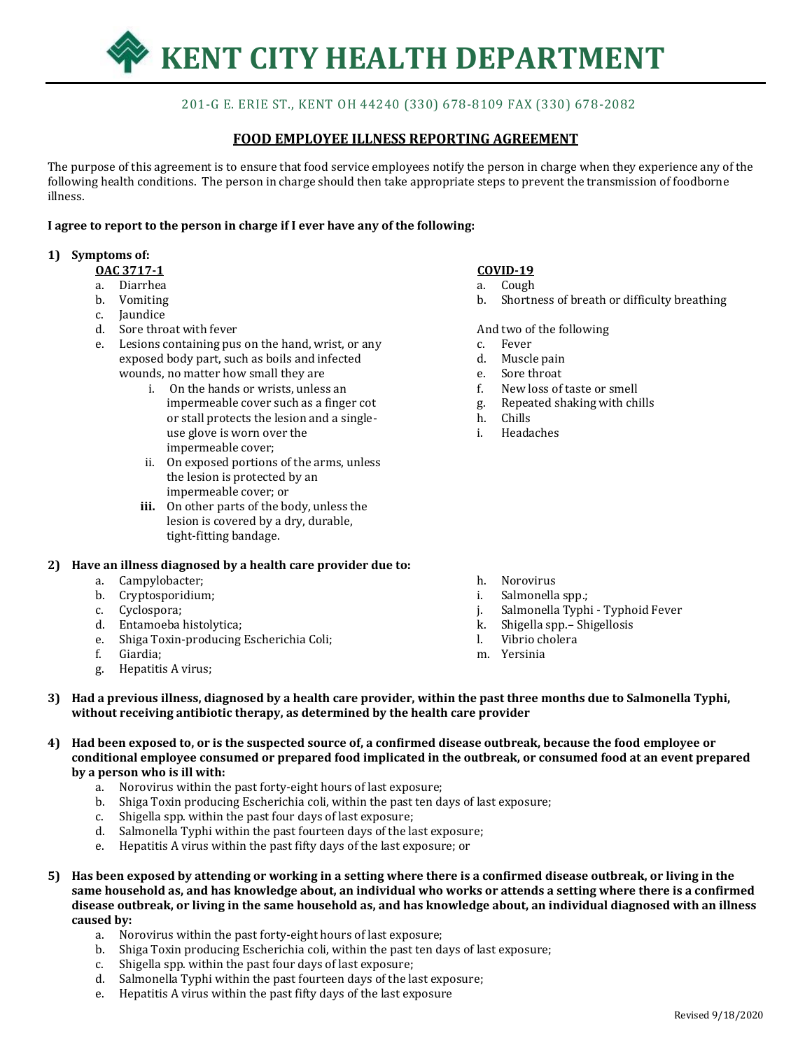# KENT CITY HEALTH DEPARTMENT

201-G E. ERIE ST., KENT OH 44240 (330) 678-8109 FAX (330) 678-2082

## FOOD EMPLOYEE ILLNESS REPORTING AGREEMENT

The purpose of this agreement is to ensure that food service employees notify the person in charge when they experience any of the following health conditions. The person in charge should then take appropriate steps to prevent the transmission of foodborne illness.

**I agree to report to the person in charge if I ever have any of the following:**

1) **Symptoms of:**

   **OAC 3717-1**

   a. Diarrhea
   b. Vomiting
   c. Jaundice
   d. Sore throat with fever
   e. Lesions containing pus on the hand, wrist, or any exposed body part, such as boils and infected wounds, no matter how small they are
      i. On the hands or wrists, unless an impermeable cover such as a finger cot or stall protects the lesion and a single-use glove is worn over the impermeable cover;
      ii. On exposed portions of the arms, unless the lesion is protected by an impermeable cover; or
      **iii.** On other parts of the body, unless the lesion is covered by a dry, durable, tight-fitting bandage.

   **COVID-19**

   a. Cough
   b. Shortness of breath or difficulty breathing

   And two of the following

   c. Fever
   d. Muscle pain
   e. Sore throat
   f. New loss of taste or smell
   g. Repeated shaking with chills
   h. Chills
   i. Headaches

2) **Have an illness diagnosed by a health care provider due to:**
   a. Campylobacter;
   b. Cryptosporidium;
   c. Cyclospora;
   d. Entamoeba histolytica;
   e. Shiga Toxin-producing Escherichia Coli;
   f. Giardia;
   g. Hepatitis A virus;
   h. Norovirus
   i. Salmonella spp.;
   j. Salmonella Typhi - Typhoid Fever
   k. Shigella spp.– Shigellosis
   l. Vibrio cholera
   m. Yersinia

3) **Had a previous illness, diagnosed by a health care provider, within the past three months due to Salmonella Typhi, without receiving antibiotic therapy, as determined by the health care provider**

4) **Had been exposed to, or is the suspected source of, a confirmed disease outbreak, because the food employee or conditional employee consumed or prepared food implicated in the outbreak, or consumed food at an event prepared by a person who is ill with:**
   a. Norovirus within the past forty-eight hours of last exposure;
   b. Shiga Toxin producing Escherichia coli, within the past ten days of last exposure;
   c. Shigella spp. within the past four days of last exposure;
   d. Salmonella Typhi within the past fourteen days of the last exposure;
   e. Hepatitis A virus within the past fifty days of the last exposure; or

5) **Has been exposed by attending or working in a setting where there is a confirmed disease outbreak, or living in the same household as, and has knowledge about, an individual who works or attends a setting where there is a confirmed disease outbreak, or living in the same household as, and has knowledge about, an individual diagnosed with an illness caused by:**
   a. Norovirus within the past forty-eight hours of last exposure;
   b. Shiga Toxin producing Escherichia coli, within the past ten days of last exposure;
   c. Shigella spp. within the past four days of last exposure;
   d. Salmonella Typhi within the past fourteen days of the last exposure;
   e. Hepatitis A virus within the past fifty days of the last exposure

Revised 9/18/2020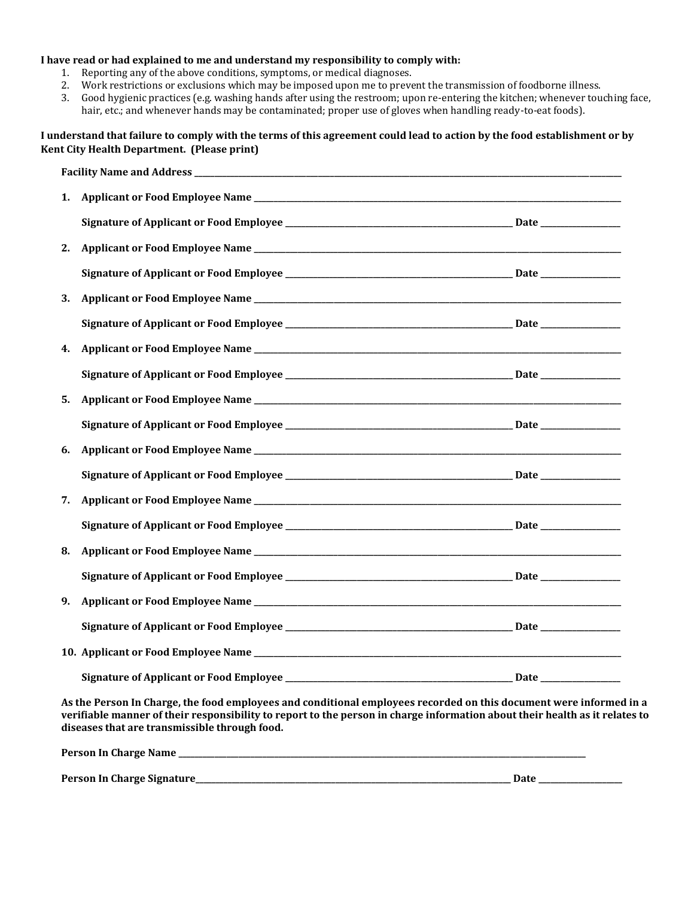**I have read or had explained to me and understand my responsibility to comply with:**

1. Reporting any of the above conditions, symptoms, or medical diagnoses.
2. Work restrictions or exclusions which may be imposed upon me to prevent the transmission of foodborne illness.
3. Good hygienic practices (e.g. washing hands after using the restroom; upon re-entering the kitchen; whenever touching face, hair, etc.; and whenever hands may be contaminated; proper use of gloves when handling ready-to-eat foods).

**I understand that failure to comply with the terms of this agreement could lead to action by the food establishment or by Kent City Health Department. (Please print)**

**Facility Name and Address** ______________________________

**1. Applicant or Food Employee Name** ______________________________

**Signature of Applicant or Food Employee** ______________________ **Date** __________

**2. Applicant or Food Employee Name** ______________________________

**Signature of Applicant or Food Employee** ______________________ **Date** __________

**3. Applicant or Food Employee Name** ______________________________

**Signature of Applicant or Food Employee** ______________________ **Date** __________

**4. Applicant or Food Employee Name** ______________________________

**Signature of Applicant or Food Employee** ______________________ **Date** __________

**5. Applicant or Food Employee Name** ______________________________

**Signature of Applicant or Food Employee** ______________________ **Date** __________

**6. Applicant or Food Employee Name** ______________________________

**Signature of Applicant or Food Employee** ______________________ **Date** __________

**7. Applicant or Food Employee Name** ______________________________

**Signature of Applicant or Food Employee** ______________________ **Date** __________

**8. Applicant or Food Employee Name** ______________________________

**Signature of Applicant or Food Employee** ______________________ **Date** __________

**9. Applicant or Food Employee Name** ______________________________

**Signature of Applicant or Food Employee** ______________________ **Date** __________

**10. Applicant or Food Employee Name** ______________________________

**Signature of Applicant or Food Employee** ______________________ **Date** __________

**As the Person In Charge, the food employees and conditional employees recorded on this document were informed in a verifiable manner of their responsibility to report to the person in charge information about their health as it relates to diseases that are transmissible through food.**

**Person In Charge Name** ______________________________

**Person In Charge Signature** ______________________ **Date** __________